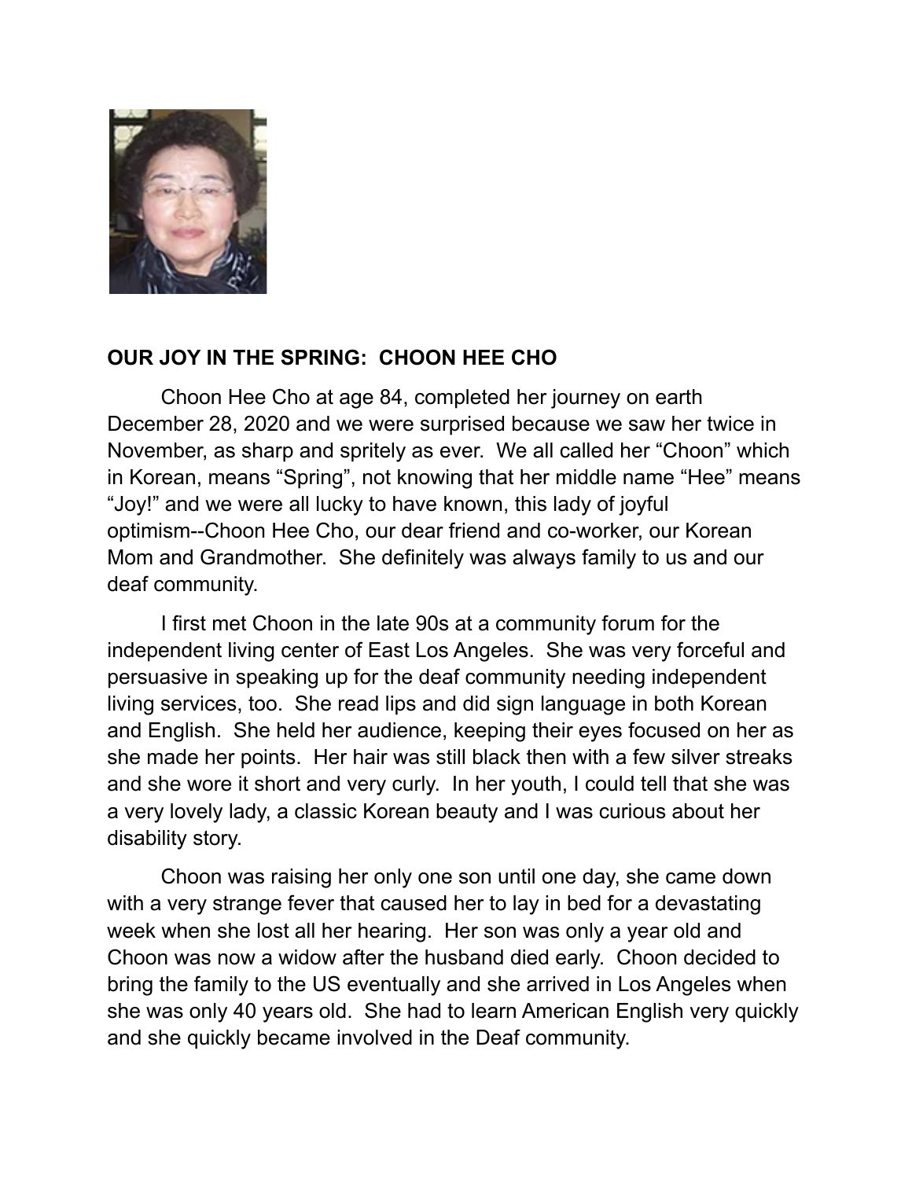**OUR JOY IN THE SPRING:  CHOON HEE CHO**

Choon Hee Cho at age 84, completed her journey on earth December 28, 2020 and we were surprised because we saw her twice in November, as sharp and spritely as ever.  We all called her "Choon" which in Korean, means "Spring", not knowing that her middle name "Hee" means "Joy!" and we were all lucky to have known, this lady of joyful optimism--Choon Hee Cho, our dear friend and co-worker, our Korean Mom and Grandmother.  She definitely was always family to us and our deaf community.

I first met Choon in the late 90s at a community forum for the independent living center of East Los Angeles.  She was very forceful and persuasive in speaking up for the deaf community needing independent living services, too.  She read lips and did sign language in both Korean and English.  She held her audience, keeping their eyes focused on her as she made her points.  Her hair was still black then with a few silver streaks and she wore it short and very curly.  In her youth, I could tell that she was a very lovely lady, a classic Korean beauty and I was curious about her disability story.

Choon was raising her only one son until one day, she came down with a very strange fever that caused her to lay in bed for a devastating week when she lost all her hearing.  Her son was only a year old and Choon was now a widow after the husband died early.  Choon decided to bring the family to the US eventually and she arrived in Los Angeles when she was only 40 years old.  She had to learn American English very quickly and she quickly became involved in the Deaf community.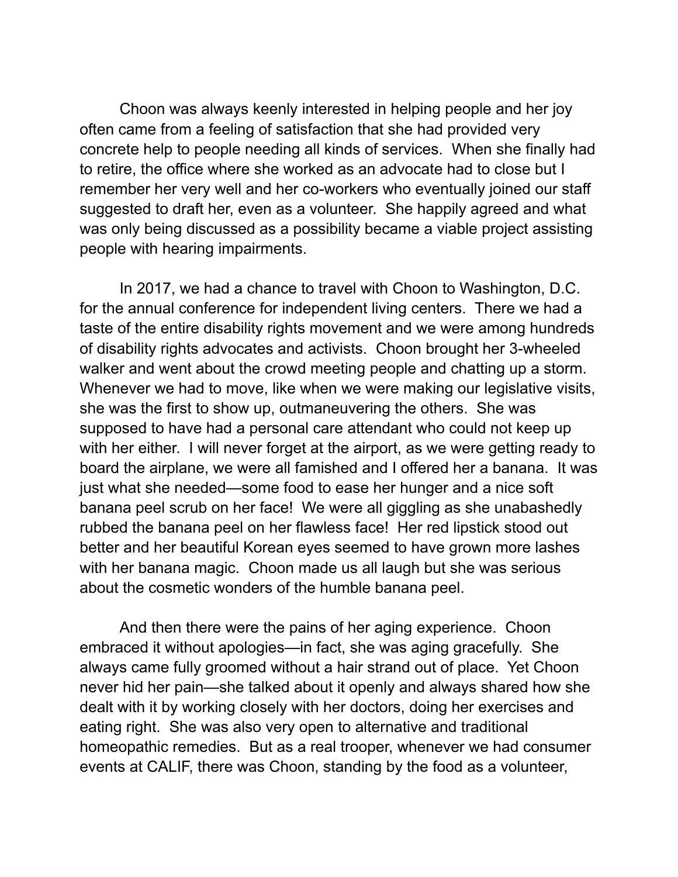Choon was always keenly interested in helping people and her joy often came from a feeling of satisfaction that she had provided very concrete help to people needing all kinds of services. When she finally had to retire, the office where she worked as an advocate had to close but I remember her very well and her co-workers who eventually joined our staff suggested to draft her, even as a volunteer. She happily agreed and what was only being discussed as a possibility became a viable project assisting people with hearing impairments.

In 2017, we had a chance to travel with Choon to Washington, D.C. for the annual conference for independent living centers. There we had a taste of the entire disability rights movement and we were among hundreds of disability rights advocates and activists. Choon brought her 3-wheeled walker and went about the crowd meeting people and chatting up a storm. Whenever we had to move, like when we were making our legislative visits, she was the first to show up, outmaneuvering the others. She was supposed to have had a personal care attendant who could not keep up with her either. I will never forget at the airport, as we were getting ready to board the airplane, we were all famished and I offered her a banana. It was just what she needed—some food to ease her hunger and a nice soft banana peel scrub on her face! We were all giggling as she unabashedly rubbed the banana peel on her flawless face! Her red lipstick stood out better and her beautiful Korean eyes seemed to have grown more lashes with her banana magic. Choon made us all laugh but she was serious about the cosmetic wonders of the humble banana peel.

And then there were the pains of her aging experience. Choon embraced it without apologies—in fact, she was aging gracefully. She always came fully groomed without a hair strand out of place. Yet Choon never hid her pain—she talked about it openly and always shared how she dealt with it by working closely with her doctors, doing her exercises and eating right. She was also very open to alternative and traditional homeopathic remedies. But as a real trooper, whenever we had consumer events at CALIF, there was Choon, standing by the food as a volunteer,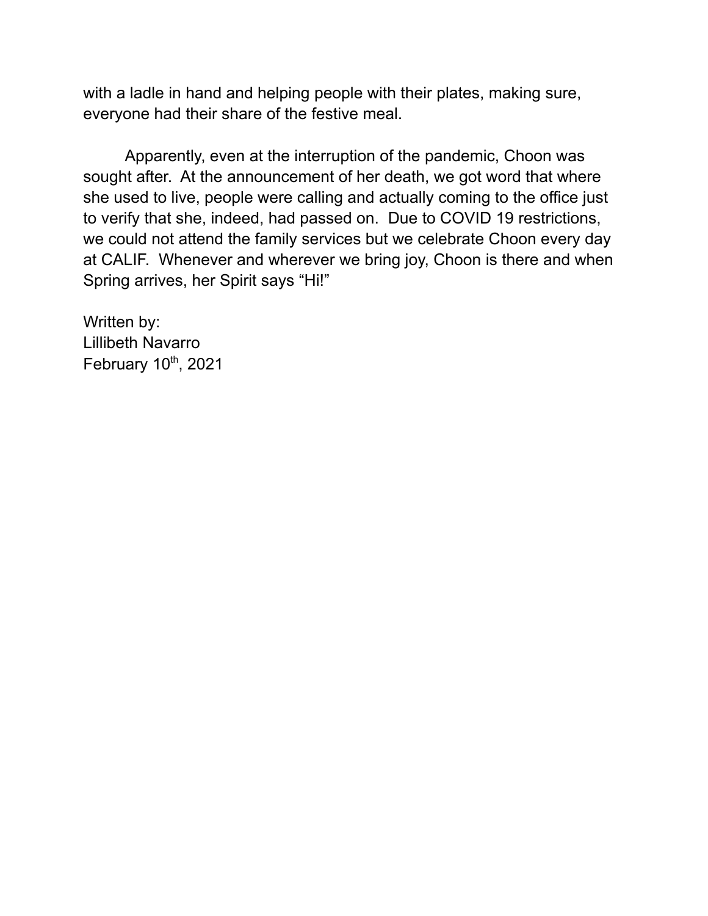with a ladle in hand and helping people with their plates, making sure, everyone had their share of the festive meal.

Apparently, even at the interruption of the pandemic, Choon was sought after. At the announcement of her death, we got word that where she used to live, people were calling and actually coming to the office just to verify that she, indeed, had passed on. Due to COVID 19 restrictions, we could not attend the family services but we celebrate Choon every day at CALIF. Whenever and wherever we bring joy, Choon is there and when Spring arrives, her Spirit says "Hi!"

Written by:
Lillibeth Navarro
February 10th, 2021